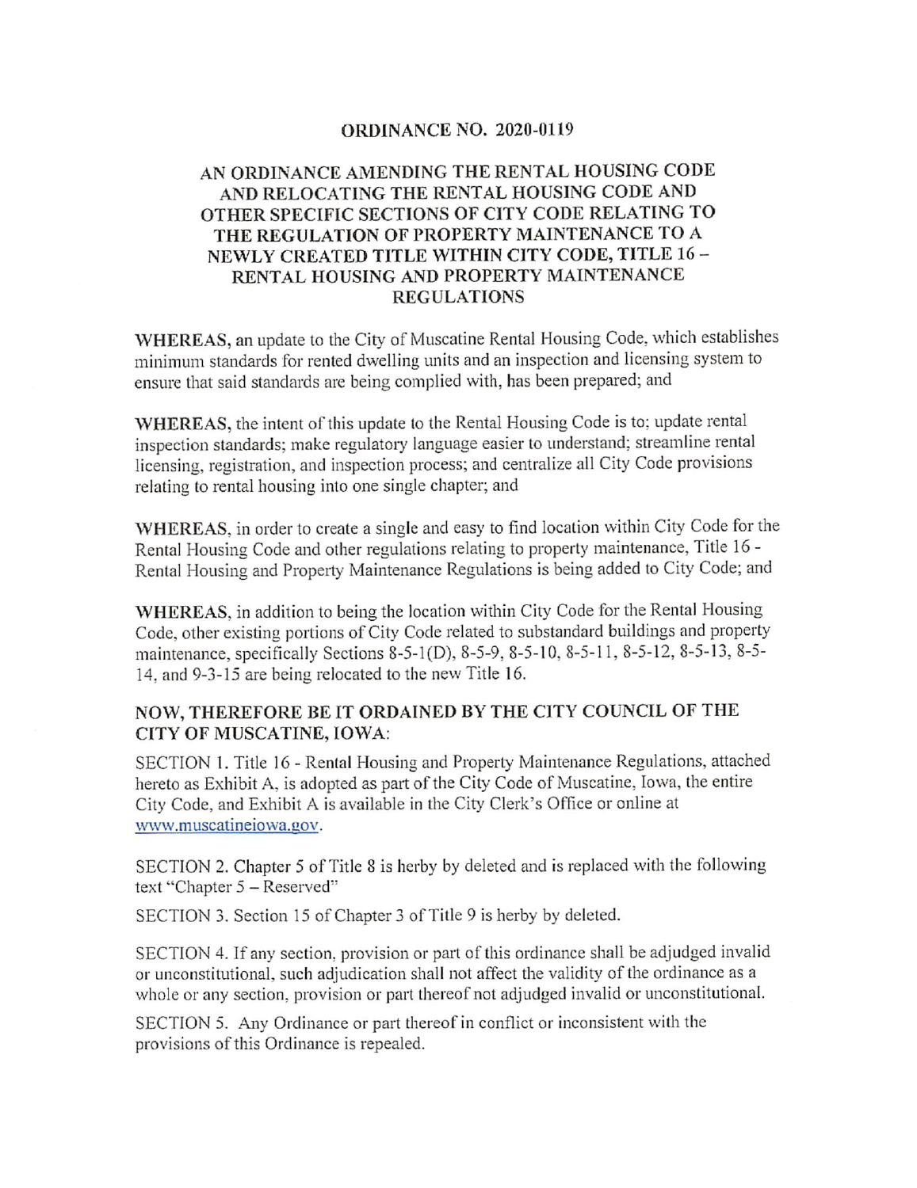# ORDINANCE NO. 2020-0119

## AN ORDINANCE AMENDING THE RENTAL HOUSING CODE AND RELOCATING THE RENTAL HOUSING CODE AND OTHER SPECIFIC SECTIONS OF CITY CODE RELATING TO THE REGULATION OF PROPERTY MAINTENANCE TO A NEWLY CREATED TITLE WITHIN CITY CODE, TITLE 16 – RENTAL HOUSING AND PROPERTY MAINTENANCE REGULATIONS

**WHEREAS,** an update to the City of Muscatine Rental Housing Code, which establishes minimum standards for rented dwelling units and an inspection and licensing system to ensure that said standards are being complied with, has been prepared; and

**WHEREAS,** the intent of this update to the Rental Housing Code is to; update rental inspection standards; make regulatory language easier to understand; streamline rental licensing, registration, and inspection process; and centralize all City Code provisions relating to rental housing into one single chapter; and

**WHEREAS,** in order to create a single and easy to find location within City Code for the Rental Housing Code and other regulations relating to property maintenance, Title 16 - Rental Housing and Property Maintenance Regulations is being added to City Code; and

**WHEREAS,** in addition to being the location within City Code for the Rental Housing Code, other existing portions of City Code related to substandard buildings and property maintenance, specifically Sections 8-5-1(D), 8-5-9, 8-5-10, 8-5-11, 8-5-12, 8-5-13, 8-5-14, and 9-3-15 are being relocated to the new Title 16.

**NOW, THEREFORE BE IT ORDAINED BY THE CITY COUNCIL OF THE CITY OF MUSCATINE, IOWA:**

SECTION 1. Title 16 - Rental Housing and Property Maintenance Regulations, attached hereto as Exhibit A, is adopted as part of the City Code of Muscatine, Iowa, the entire City Code, and Exhibit A is available in the City Clerk's Office or online at www.muscatineiowa.gov.

SECTION 2. Chapter 5 of Title 8 is herby by deleted and is replaced with the following text "Chapter 5 – Reserved"

SECTION 3. Section 15 of Chapter 3 of Title 9 is herby by deleted.

SECTION 4. If any section, provision or part of this ordinance shall be adjudged invalid or unconstitutional, such adjudication shall not affect the validity of the ordinance as a whole or any section, provision or part thereof not adjudged invalid or unconstitutional.

SECTION 5. Any Ordinance or part thereof in conflict or inconsistent with the provisions of this Ordinance is repealed.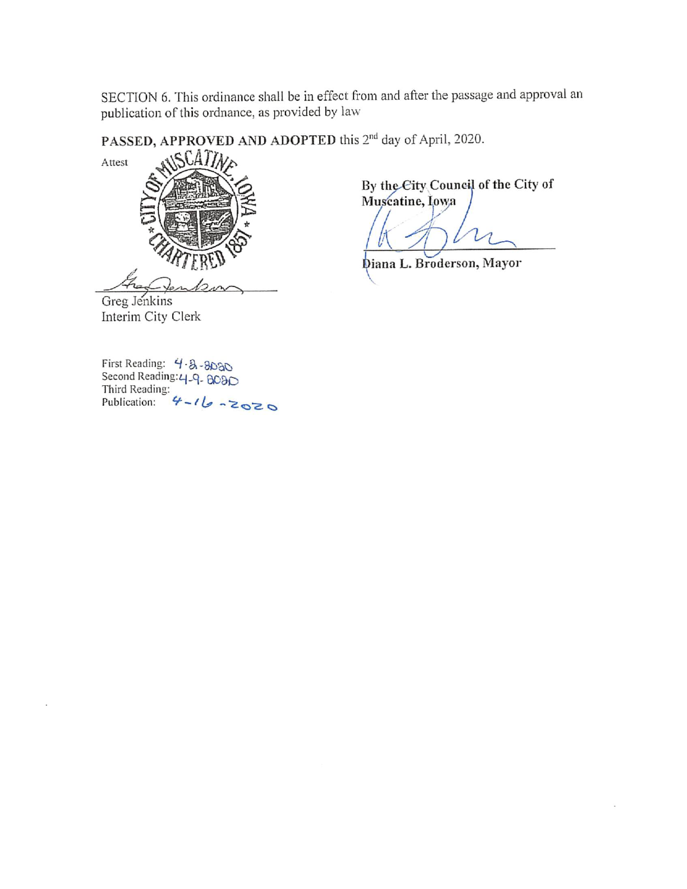SECTION 6. This ordinance shall be in effect from and after the passage and approval an publication of this ordnance, as provided by law

**PASSED, APPROVED AND ADOPTED** this 2nd day of April, 2020.

**By the City Council of the City of Muscatine, Iowa**

**Diana L. Broderson, Mayor**

Attest

Greg Jenkins
Interim City Clerk

First Reading: 4-2-2020
Second Reading: 4-9-2020
Third Reading:
Publication: 4-16-2020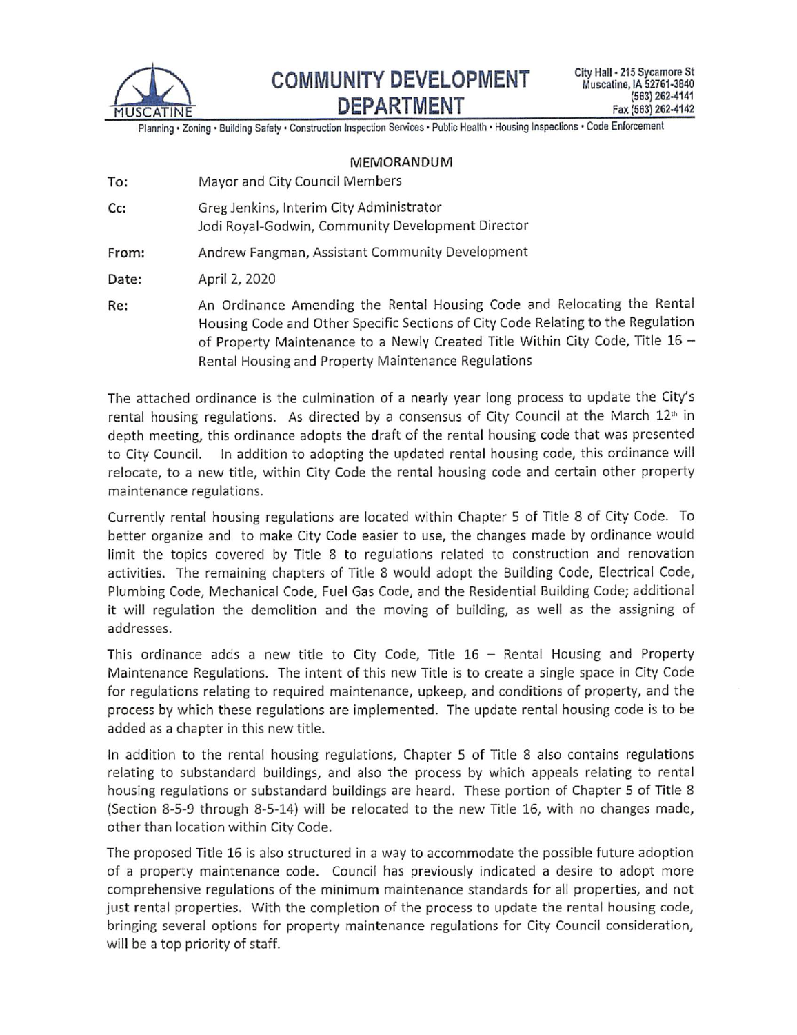# COMMUNITY DEVELOPMENT DEPARTMENT

MUSCATINE

City Hall - 215 Sycamore St
Muscatine, IA 52761-3840
(563) 262-4141
Fax (563) 262-4142

Planning • Zoning • Building Safety • Construction Inspection Services • Public Health • Housing Inspections • Code Enforcement

## MEMORANDUM

**To:** Mayor and City Council Members

**Cc:** Greg Jenkins, Interim City Administrator
Jodi Royal-Godwin, Community Development Director

**From:** Andrew Fangman, Assistant Community Development

**Date:** April 2, 2020

**Re:** An Ordinance Amending the Rental Housing Code and Relocating the Rental Housing Code and Other Specific Sections of City Code Relating to the Regulation of Property Maintenance to a Newly Created Title Within City Code, Title 16 – Rental Housing and Property Maintenance Regulations

The attached ordinance is the culmination of a nearly year long process to update the City's rental housing regulations. As directed by a consensus of City Council at the March 12th in depth meeting, this ordinance adopts the draft of the rental housing code that was presented to City Council. In addition to adopting the updated rental housing code, this ordinance will relocate, to a new title, within City Code the rental housing code and certain other property maintenance regulations.

Currently rental housing regulations are located within Chapter 5 of Title 8 of City Code. To better organize and to make City Code easier to use, the changes made by ordinance would limit the topics covered by Title 8 to regulations related to construction and renovation activities. The remaining chapters of Title 8 would adopt the Building Code, Electrical Code, Plumbing Code, Mechanical Code, Fuel Gas Code, and the Residential Building Code; additional it will regulation the demolition and the moving of building, as well as the assigning of addresses.

This ordinance adds a new title to City Code, Title 16 – Rental Housing and Property Maintenance Regulations. The intent of this new Title is to create a single space in City Code for regulations relating to required maintenance, upkeep, and conditions of property, and the process by which these regulations are implemented. The update rental housing code is to be added as a chapter in this new title.

In addition to the rental housing regulations, Chapter 5 of Title 8 also contains regulations relating to substandard buildings, and also the process by which appeals relating to rental housing regulations or substandard buildings are heard. These portion of Chapter 5 of Title 8 (Section 8-5-9 through 8-5-14) will be relocated to the new Title 16, with no changes made, other than location within City Code.

The proposed Title 16 is also structured in a way to accommodate the possible future adoption of a property maintenance code. Council has previously indicated a desire to adopt more comprehensive regulations of the minimum maintenance standards for all properties, and not just rental properties. With the completion of the process to update the rental housing code, bringing several options for property maintenance regulations for City Council consideration, will be a top priority of staff.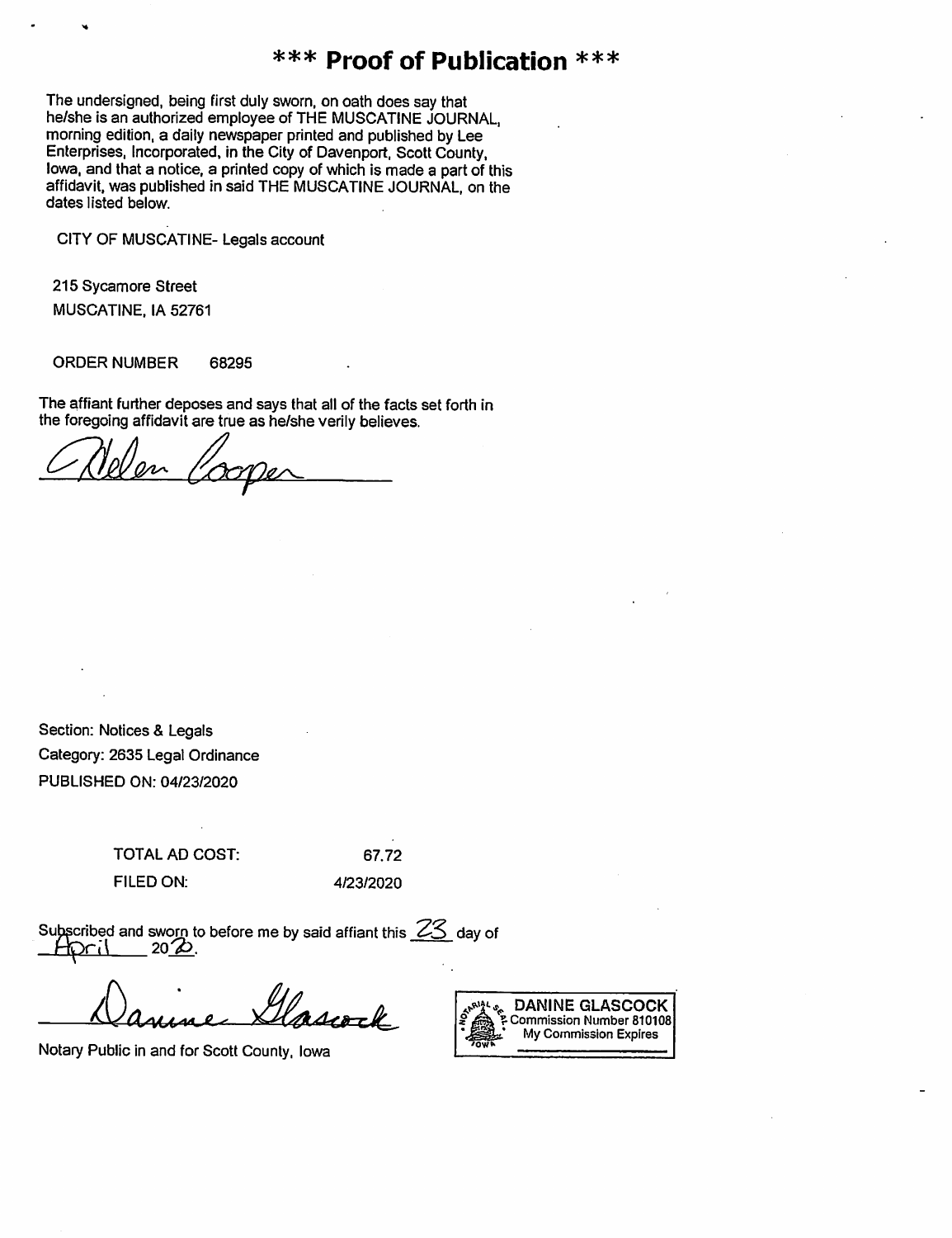# *** Proof of Publication ***

The undersigned, being first duly sworn, on oath does say that he/she is an authorized employee of THE MUSCATINE JOURNAL, morning edition, a daily newspaper printed and published by Lee Enterprises, Incorporated, in the City of Davenport, Scott County, Iowa, and that a notice, a printed copy of which is made a part of this affidavit, was published in said THE MUSCATINE JOURNAL, on the dates listed below.

CITY OF MUSCATINE- Legals account

215 Sycamore Street
MUSCATINE, IA 52761

ORDER NUMBER 68295

The affiant further deposes and says that all of the facts set forth in the foregoing affidavit are true as he/she verily believes.

Helen Cooper

Section: Notices & Legals
Category: 2635 Legal Ordinance
PUBLISHED ON: 04/23/2020

| | |
|---|---|
| TOTAL AD COST: | 67.72 |
| FILED ON: | 4/23/2020 |

Subscribed and sworn to before me by said affiant this 23 day of April 2020.

Danine Glascock

Notary Public in and for Scott County, Iowa

DANINE GLASCOCK
Commission Number 810108
My Commission Expires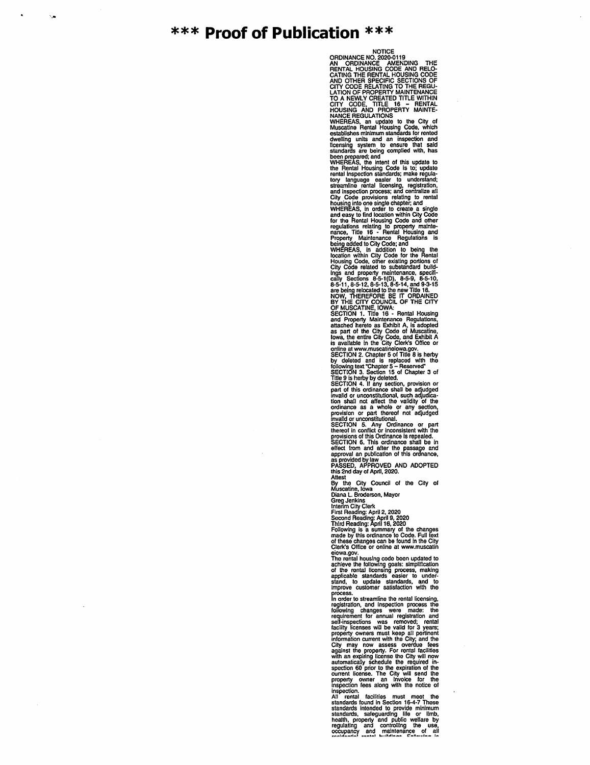# *** Proof of Publication ***

NOTICE

ORDINANCE NO. 2020-0119

AN ORDINANCE AMENDING THE RENTAL HOUSING CODE AND RELOCATING THE RENTAL HOUSING CODE AND OTHER SPECIFIC SECTIONS OF CITY CODE RELATING TO THE REGULATION OF PROPERTY MAINTENANCE TO A NEWLY CREATED TITLE WITHIN CITY CODE, TITLE 16 – RENTAL HOUSING AND PROPERTY MAINTENANCE REGULATIONS

WHEREAS, an update to the City of Muscatine Rental Housing Code, which establishes minimum standards for rented dwelling units and an inspection and licensing system to ensure that said standards are being complied with, has been prepared; and

WHEREAS, the intent of this update to the Rental Housing Code is to; update rental inspection standards; make regulatory language easier to understand; streamline rental licensing, registration, and inspection process; and centralize all City Code provisions relating to rental housing into one single chapter; and

WHEREAS, in order to create a single and easy to find location within City Code for the Rental Housing Code and other regulations relating to property maintenance, Title 16 - Rental Housing and Property Maintenance Regulations is being added to City Code; and

WHEREAS, in addition to being the location within City Code for the Rental Housing Code, other existing portions of City Code related to substandard buildings and property maintenance, specifically Sections 8-5-1(D), 8-5-9, 8-5-10, 8-5-11, 8-5-12, 8-5-13, 8-5-14, and 9-3-15 are being relocated to the new Title 16.

NOW, THEREFORE BE IT ORDAINED BY THE CITY COUNCIL OF THE CITY OF MUSCATINE, IOWA:

SECTION 1. Title 16 - Rental Housing and Property Maintenance Regulations, attached hereto as Exhibit A, is adopted as part of the City Code of Muscatine, Iowa, the entire City Code, and Exhibit A is available in the City Clerk's Office or online at www.muscatineiowa.gov.

SECTION 2. Chapter 5 of Title 8 is herby by deleted and is replaced with the following text "Chapter 5 – Reserved"

SECTION 3. Section 15 of Chapter 3 of Title 9 is herby by deleted.

SECTION 4. If any section, provision or part of this ordinance shall be adjudged invalid or unconstitutional, such adjudication shall not affect the validity of the ordinance as a whole or any section, provision or part thereof not adjudged invalid or unconstitutional.

SECTION 5. Any Ordinance or part thereof in conflict or inconsistent with the provisions of this Ordinance is repealed.

SECTION 6. This ordinance shall be in effect from and after the passage and approval an publication of this ordnance, as provided by law

PASSED, APPROVED AND ADOPTED this 2nd day of April, 2020.

Attest

By the City Council of the City of Muscatine, Iowa

Diana L. Broderson, Mayor

Greg Jenkins

Interim City Clerk

First Reading: April 2, 2020

Second Reading: April 9, 2020

Third Reading: April 16, 2020

Following is a summary of the changes made by this ordinance to Code. Full text of these changes can be found in the City Clerk's Office or online at www.muscatineiowa.gov.

The rental housing code been updated to achieve the following goals: simplification of the rental licensing process, making applicable standards easier to understand, to update standards, and to improve customer satisfaction with the process.

In order to streamline the rental licensing, registration, and inspection process the following changes were made: the requirement for annual registration and self-inspections was removed; rental facility licenses will be valid for 3 years; property owners must keep all pertinent information current with the City; and the City may now assess overdue fees against the property. For rental facilities with an expiring license the City will now automatically schedule the required inspection 60 prior to the expiration of the current license. The City will send the property owner an invoice for the inspection fees along with the notice of inspection.

All rental facilities must meet the standards found in Section 16-4-7 These standards intended to provide minimum standards, safeguarding life or limb, health, property and public welfare by regulating and controlling the use, occupancy and maintenance of all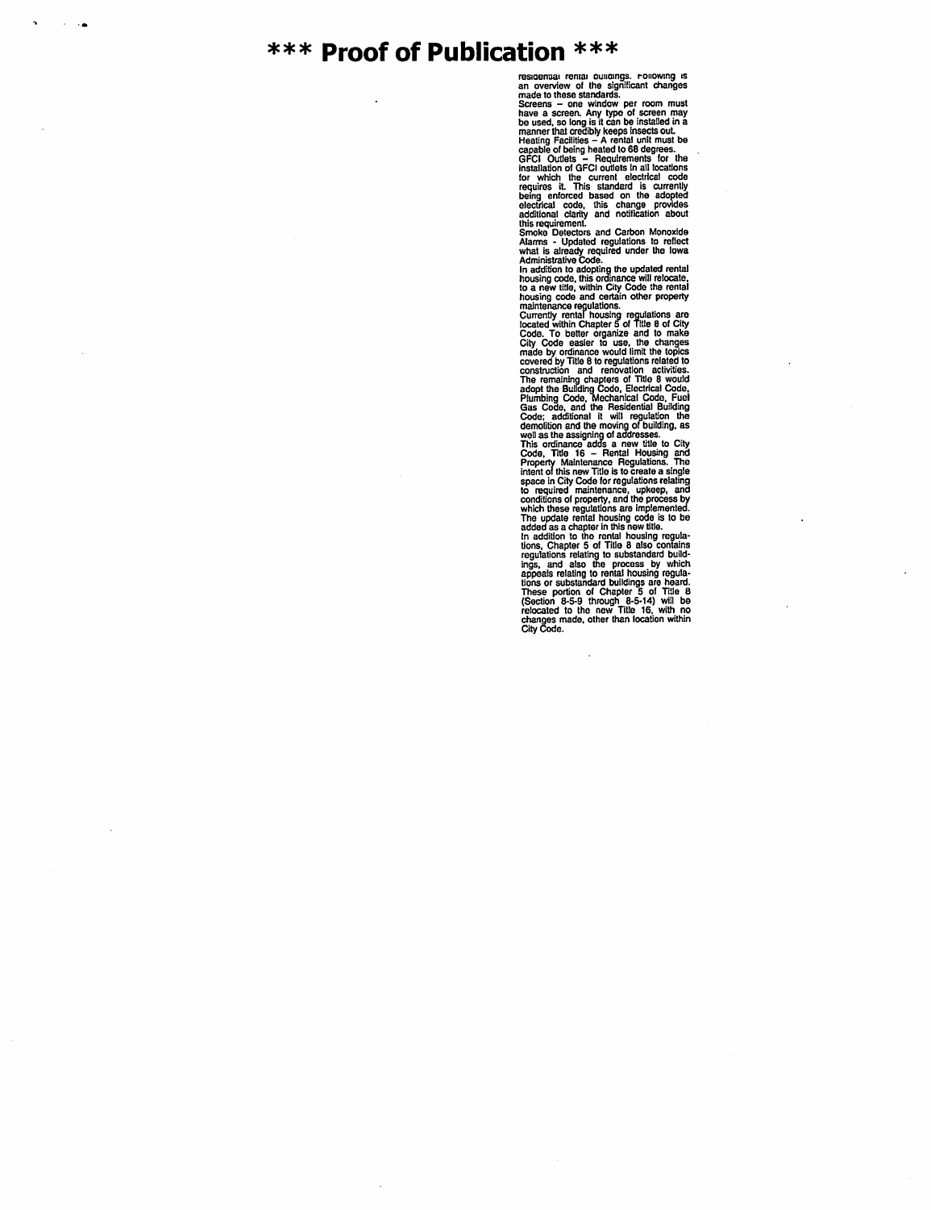# *** Proof of Publication ***

residential rental buildings. Following is an overview of the significant changes made to these standards.

Screens – one window per room must have a screen. Any type of screen may be used, so long is it can be installed in a manner that credibly keeps insects out.

Heating Facilities – A rental unit must be capable of being heated to 68 degrees.

GFCI Outlets – Requirements for the installation of GFCI outlets in all locations for which the current electrical code requires it. This standard is currently being enforced based on the adopted electrical code, this change provides additional clarity and notification about this requirement.

Smoke Detectors and Carbon Monoxide Alarms - Updated regulations to reflect what is already required under the Iowa Administrative Code.

In addition to adopting the updated rental housing code, this ordinance will relocate, to a new title, within City Code the rental housing code and certain other property maintenance regulations.

Currently rental housing regulations are located within Chapter 5 of Title 8 of City Code. To better organize and to make City Code easier to use, the changes made by ordinance would limit the topics covered by Title 8 to regulations related to construction and renovation activities. The remaining chapters of Title 8 would adopt the Building Code, Electrical Code, Plumbing Code, Mechanical Code, Fuel Gas Code, and the Residential Building Code; additional it will regulation the demolition and the moving of building, as well as the assigning of addresses.

This ordinance adds a new title to City Code, Title 16 – Rental Housing and Property Maintenance Regulations. The intent of this new Title is to create a single space in City Code for regulations relating to required maintenance, upkeep, and conditions of property, and the process by which these regulations are implemented. The update rental housing code is to be added as a chapter in this new title.

In addition to the rental housing regulations, Chapter 5 of Title 8 also contains regulations relating to substandard buildings, and also the process by which appeals relating to rental housing regulations or substandard buildings are heard. These portion of Chapter 5 of Title 8 (Section 8-5-9 through 8-5-14) will be relocated to the new Title 16, with no changes made, other than location within City Code.